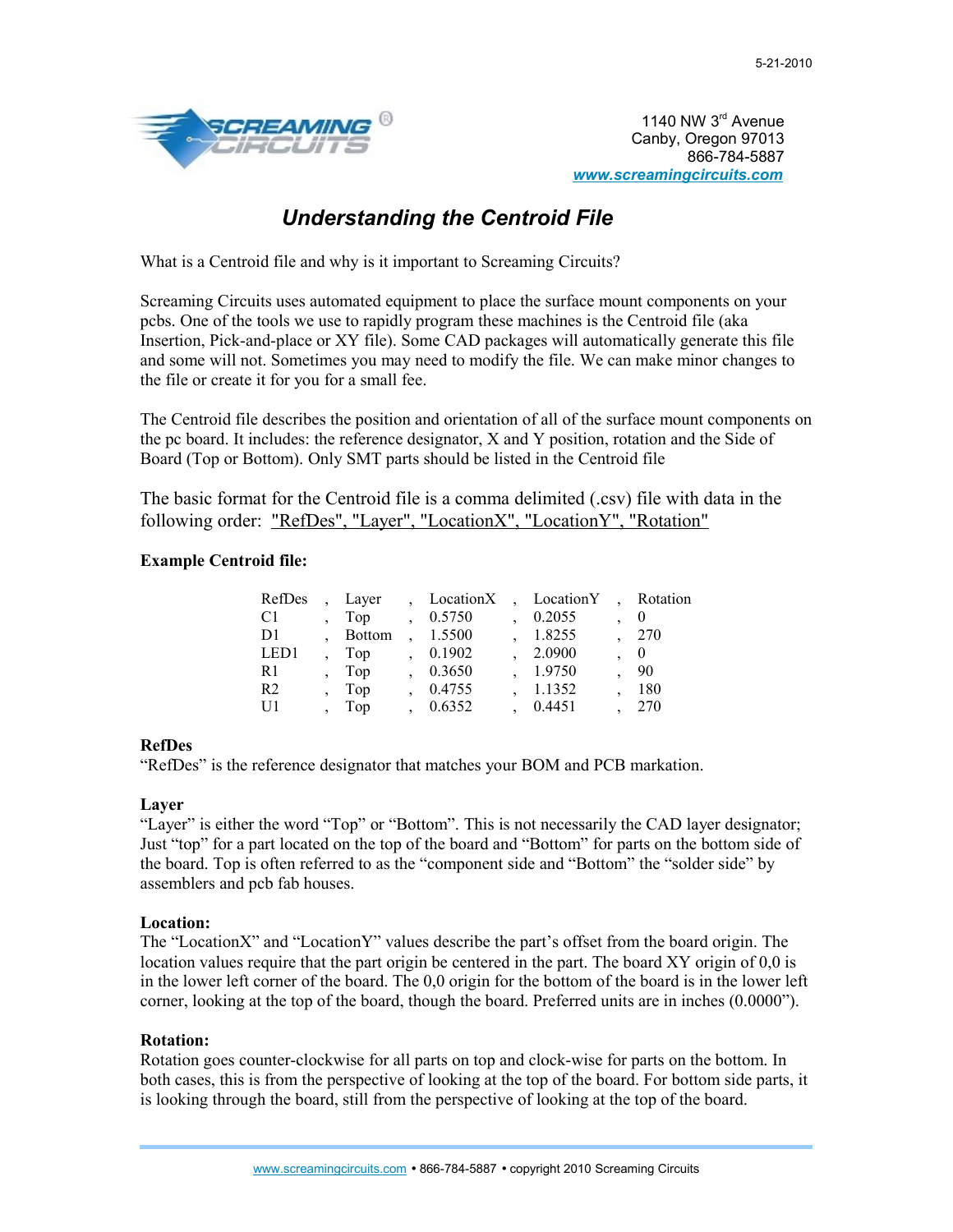5-21-2010

1140 NW 3rd Avenue
Canby, Oregon 97013
866-784-5887
www.screamingcircuits.com

# *Understanding the Centroid File*

What is a Centroid file and why is it important to Screaming Circuits?

Screaming Circuits uses automated equipment to place the surface mount components on your pcbs. One of the tools we use to rapidly program these machines is the Centroid file (aka Insertion, Pick-and-place or XY file). Some CAD packages will automatically generate this file and some will not. Sometimes you may need to modify the file. We can make minor changes to the file or create it for you for a small fee.

The Centroid file describes the position and orientation of all of the surface mount components on the pc board. It includes: the reference designator, X and Y position, rotation and the Side of Board (Top or Bottom). Only SMT parts should be listed in the Centroid file

The basic format for the Centroid file is a comma delimited (.csv) file with data in the following order: "RefDes", "Layer", "LocationX", "LocationY", "Rotation"

**Example Centroid file:**

```
RefDes , Layer  , LocationX , LocationY , Rotation
C1     , Top    , 0.5750    , 0.2055    , 0
D1     , Bottom , 1.5500    , 1.8255    , 270
LED1   , Top    , 0.1902    , 2.0900    , 0
R1     , Top    , 0.3650    , 1.9750    , 90
R2     , Top    , 0.4755    , 1.1352    , 180
U1     , Top    , 0.6352    , 0.4451    , 270
```

**RefDes**
"RefDes" is the reference designator that matches your BOM and PCB markation.

**Layer**
"Layer" is either the word "Top" or "Bottom". This is not necessarily the CAD layer designator; Just "top" for a part located on the top of the board and "Bottom" for parts on the bottom side of the board. Top is often referred to as the "component side and "Bottom" the "solder side" by assemblers and pcb fab houses.

**Location:**
The "LocationX" and "LocationY" values describe the part's offset from the board origin. The location values require that the part origin be centered in the part. The board XY origin of 0,0 is in the lower left corner of the board. The 0,0 origin for the bottom of the board is in the lower left corner, looking at the top of the board, though the board. Preferred units are in inches (0.0000").

**Rotation:**
Rotation goes counter-clockwise for all parts on top and clock-wise for parts on the bottom. In both cases, this is from the perspective of looking at the top of the board. For bottom side parts, it is looking through the board, still from the perspective of looking at the top of the board.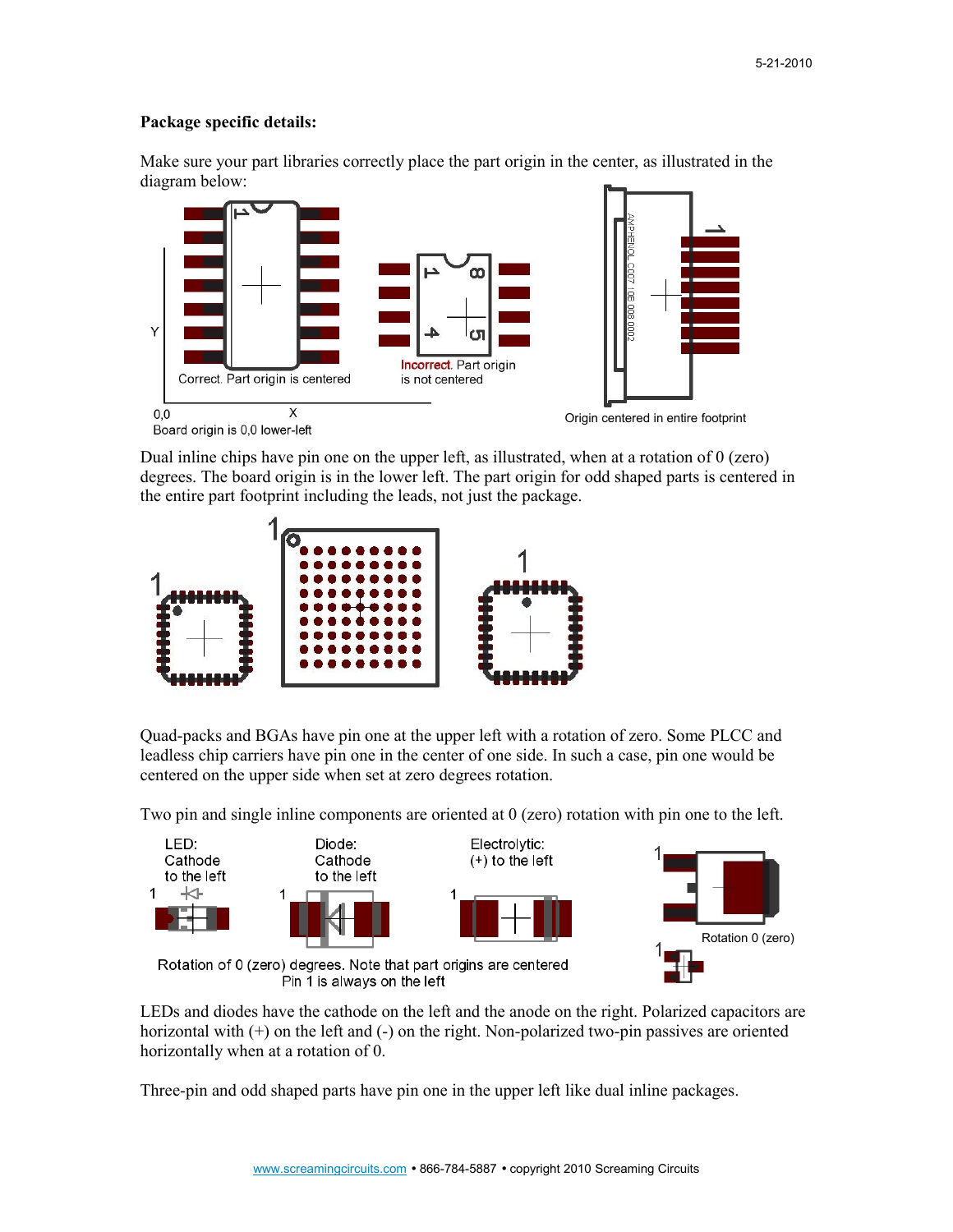**Package specific details:**

Make sure your part libraries correctly place the part origin in the center, as illustrated in the diagram below:

Dual inline chips have pin one on the upper left, as illustrated, when at a rotation of 0 (zero) degrees. The board origin is in the lower left. The part origin for odd shaped parts is centered in the entire part footprint including the leads, not just the package.

Quad-packs and BGAs have pin one at the upper left with a rotation of zero. Some PLCC and leadless chip carriers have pin one in the center of one side. In such a case, pin one would be centered on the upper side when set at zero degrees rotation.

Two pin and single inline components are oriented at 0 (zero) rotation with pin one to the left.

LEDs and diodes have the cathode on the left and the anode on the right. Polarized capacitors are horizontal with (+) on the left and (-) on the right. Non-polarized two-pin passives are oriented horizontally when at a rotation of 0.

Three-pin and odd shaped parts have pin one in the upper left like dual inline packages.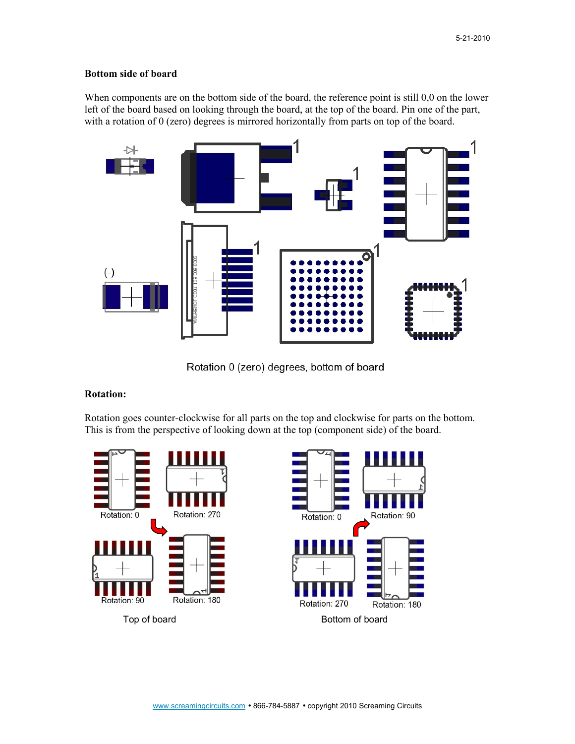## Bottom side of board

When components are on the bottom side of the board, the reference point is still 0,0 on the lower left of the board based on looking through the board, at the top of the board. Pin one of the part, with a rotation of 0 (zero) degrees is mirrored horizontally from parts on top of the board.

Rotation 0 (zero) degrees, bottom of board

## Rotation:

Rotation goes counter-clockwise for all parts on the top and clockwise for parts on the bottom. This is from the perspective of looking down at the top (component side) of the board.

Rotation: 0
Rotation: 270
Rotation: 90
Rotation: 180

Top of board

Rotation: 0
Rotation: 90
Rotation: 270
Rotation: 180

Bottom of board